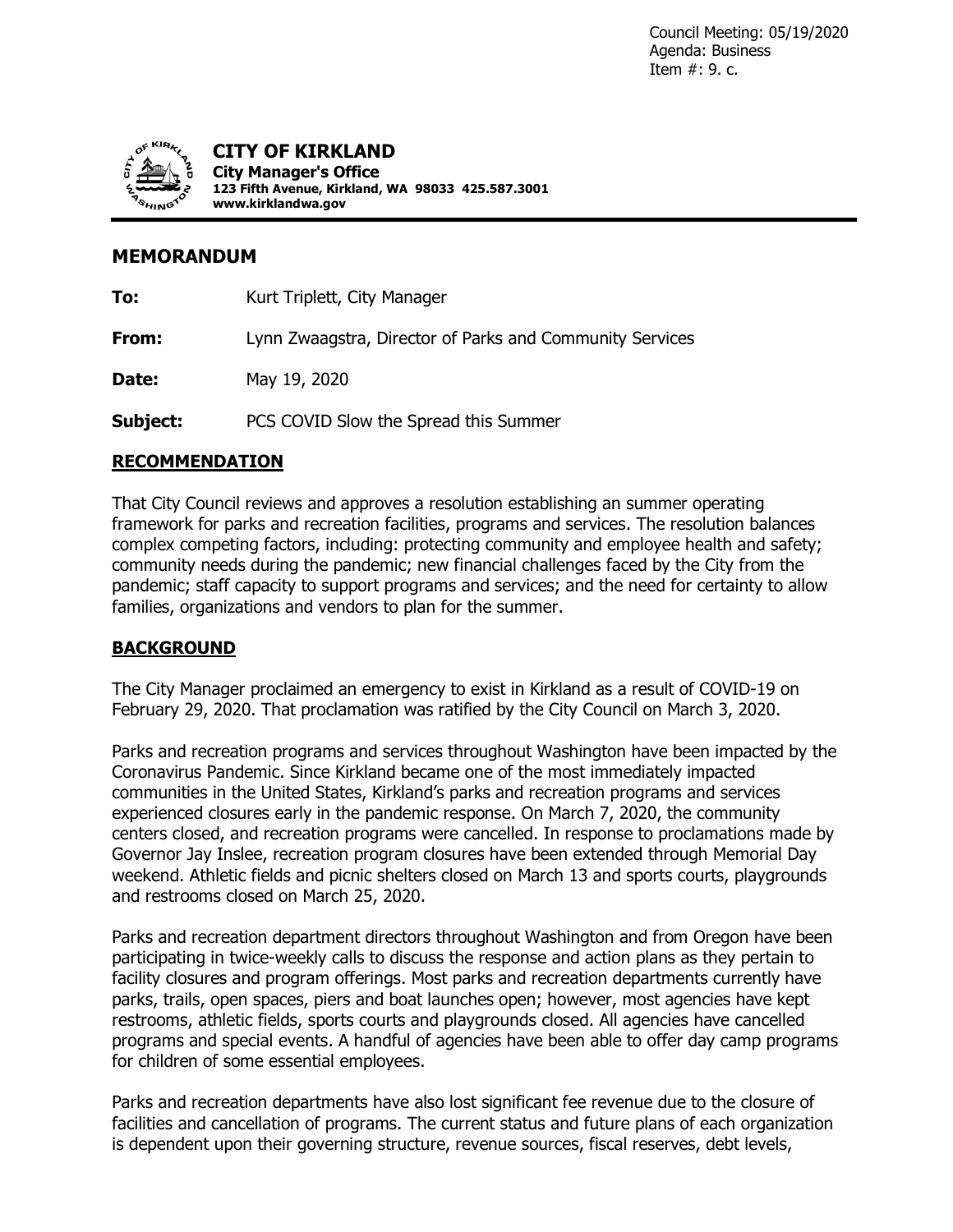Council Meeting: 05/19/2020
Agenda: Business
Item #: 9. c.

**CITY OF KIRKLAND**
**City Manager's Office**
**123 Fifth Avenue, Kirkland, WA 98033 425.587.3001**
**www.kirklandwa.gov**

## MEMORANDUM

**To:** Kurt Triplett, City Manager

**From:** Lynn Zwaagstra, Director of Parks and Community Services

**Date:** May 19, 2020

**Subject:** PCS COVID Slow the Spread this Summer

### RECOMMENDATION

That City Council reviews and approves a resolution establishing an summer operating framework for parks and recreation facilities, programs and services. The resolution balances complex competing factors, including: protecting community and employee health and safety; community needs during the pandemic; new financial challenges faced by the City from the pandemic; staff capacity to support programs and services; and the need for certainty to allow families, organizations and vendors to plan for the summer.

### BACKGROUND

The City Manager proclaimed an emergency to exist in Kirkland as a result of COVID-19 on February 29, 2020. That proclamation was ratified by the City Council on March 3, 2020.

Parks and recreation programs and services throughout Washington have been impacted by the Coronavirus Pandemic. Since Kirkland became one of the most immediately impacted communities in the United States, Kirkland's parks and recreation programs and services experienced closures early in the pandemic response. On March 7, 2020, the community centers closed, and recreation programs were cancelled. In response to proclamations made by Governor Jay Inslee, recreation program closures have been extended through Memorial Day weekend. Athletic fields and picnic shelters closed on March 13 and sports courts, playgrounds and restrooms closed on March 25, 2020.

Parks and recreation department directors throughout Washington and from Oregon have been participating in twice-weekly calls to discuss the response and action plans as they pertain to facility closures and program offerings. Most parks and recreation departments currently have parks, trails, open spaces, piers and boat launches open; however, most agencies have kept restrooms, athletic fields, sports courts and playgrounds closed. All agencies have cancelled programs and special events. A handful of agencies have been able to offer day camp programs for children of some essential employees.

Parks and recreation departments have also lost significant fee revenue due to the closure of facilities and cancellation of programs. The current status and future plans of each organization is dependent upon their governing structure, revenue sources, fiscal reserves, debt levels,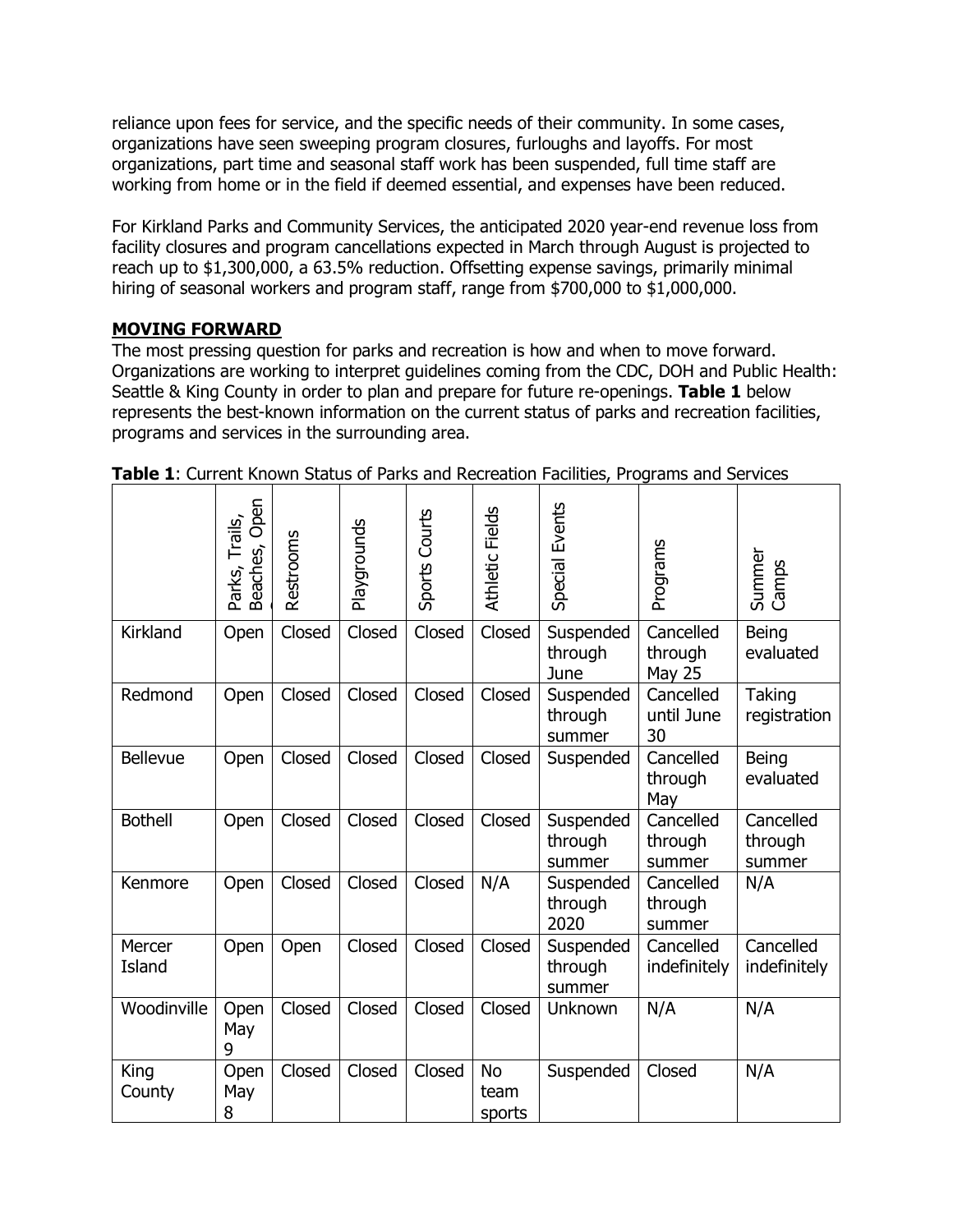reliance upon fees for service, and the specific needs of their community. In some cases, organizations have seen sweeping program closures, furloughs and layoffs. For most organizations, part time and seasonal staff work has been suspended, full time staff are working from home or in the field if deemed essential, and expenses have been reduced.

For Kirkland Parks and Community Services, the anticipated 2020 year-end revenue loss from facility closures and program cancellations expected in March through August is projected to reach up to $1,300,000, a 63.5% reduction. Offsetting expense savings, primarily minimal hiring of seasonal workers and program staff, range from $700,000 to $1,000,000.

## MOVING FORWARD

The most pressing question for parks and recreation is how and when to move forward. Organizations are working to interpret guidelines coming from the CDC, DOH and Public Health: Seattle & King County in order to plan and prepare for future re-openings. **Table 1** below represents the best-known information on the current status of parks and recreation facilities, programs and services in the surrounding area.

**Table 1**: Current Known Status of Parks and Recreation Facilities, Programs and Services

| | Parks, Trails, Beaches, Open | Restrooms | Playgrounds | Sports Courts | Athletic Fields | Special Events | Programs | Summer Camps |
|---|---|---|---|---|---|---|---|---|
| Kirkland | Open | Closed | Closed | Closed | Closed | Suspended through June | Cancelled through May 25 | Being evaluated |
| Redmond | Open | Closed | Closed | Closed | Closed | Suspended through summer | Cancelled until June 30 | Taking registration |
| Bellevue | Open | Closed | Closed | Closed | Closed | Suspended | Cancelled through May | Being evaluated |
| Bothell | Open | Closed | Closed | Closed | Closed | Suspended through summer | Cancelled through summer | Cancelled through summer |
| Kenmore | Open | Closed | Closed | Closed | N/A | Suspended through 2020 | Cancelled through summer | N/A |
| Mercer Island | Open | Open | Closed | Closed | Closed | Suspended through summer | Cancelled indefinitely | Cancelled indefinitely |
| Woodinville | Open May 9 | Closed | Closed | Closed | Closed | Unknown | N/A | N/A |
| King County | Open May 8 | Closed | Closed | Closed | No team sports | Suspended | Closed | N/A |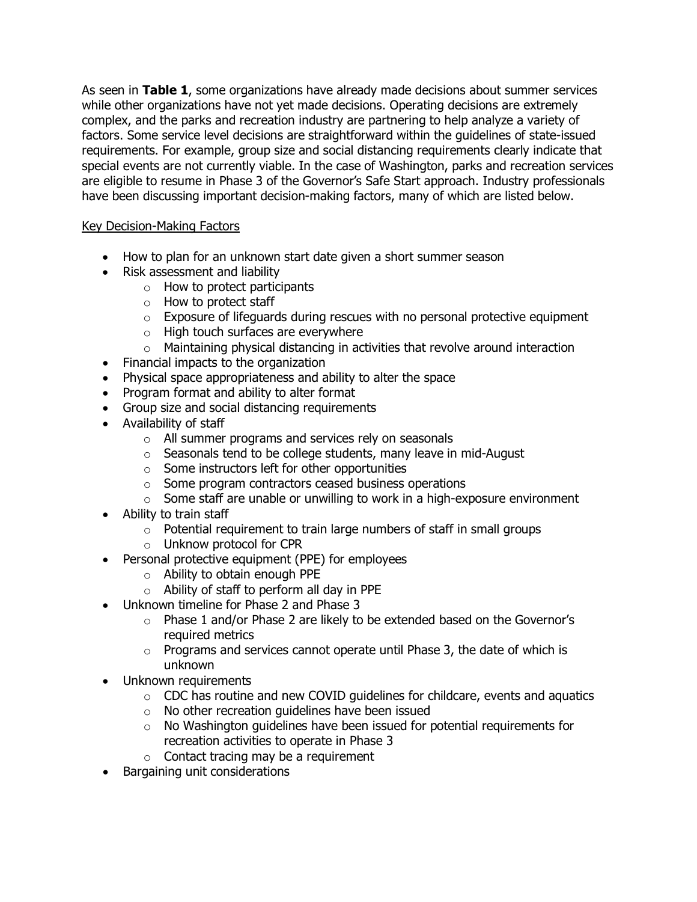As seen in **Table 1**, some organizations have already made decisions about summer services while other organizations have not yet made decisions. Operating decisions are extremely complex, and the parks and recreation industry are partnering to help analyze a variety of factors. Some service level decisions are straightforward within the guidelines of state-issued requirements. For example, group size and social distancing requirements clearly indicate that special events are not currently viable. In the case of Washington, parks and recreation services are eligible to resume in Phase 3 of the Governor's Safe Start approach. Industry professionals have been discussing important decision-making factors, many of which are listed below.

<u>Key Decision-Making Factors</u>

- How to plan for an unknown start date given a short summer season
- Risk assessment and liability
  - How to protect participants
  - How to protect staff
  - Exposure of lifeguards during rescues with no personal protective equipment
  - High touch surfaces are everywhere
  - Maintaining physical distancing in activities that revolve around interaction
- Financial impacts to the organization
- Physical space appropriateness and ability to alter the space
- Program format and ability to alter format
- Group size and social distancing requirements
- Availability of staff
  - All summer programs and services rely on seasonals
  - Seasonals tend to be college students, many leave in mid-August
  - Some instructors left for other opportunities
  - Some program contractors ceased business operations
  - Some staff are unable or unwilling to work in a high-exposure environment
- Ability to train staff
  - Potential requirement to train large numbers of staff in small groups
  - Unknow protocol for CPR
- Personal protective equipment (PPE) for employees
  - Ability to obtain enough PPE
  - Ability of staff to perform all day in PPE
- Unknown timeline for Phase 2 and Phase 3
  - Phase 1 and/or Phase 2 are likely to be extended based on the Governor's required metrics
  - Programs and services cannot operate until Phase 3, the date of which is unknown
- Unknown requirements
  - CDC has routine and new COVID guidelines for childcare, events and aquatics
  - No other recreation guidelines have been issued
  - No Washington guidelines have been issued for potential requirements for recreation activities to operate in Phase 3
  - Contact tracing may be a requirement
- Bargaining unit considerations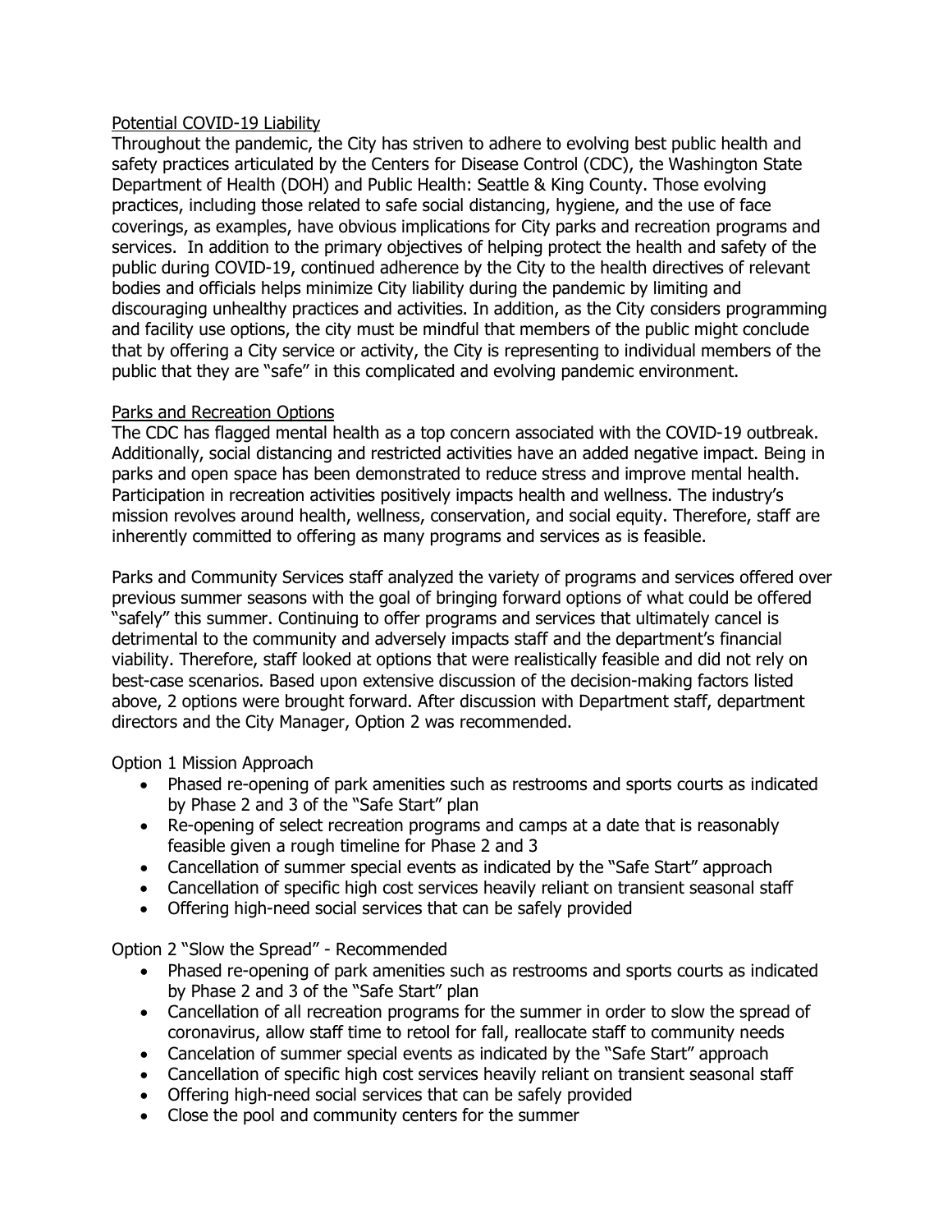## Potential COVID-19 Liability

Throughout the pandemic, the City has striven to adhere to evolving best public health and safety practices articulated by the Centers for Disease Control (CDC), the Washington State Department of Health (DOH) and Public Health: Seattle & King County. Those evolving practices, including those related to safe social distancing, hygiene, and the use of face coverings, as examples, have obvious implications for City parks and recreation programs and services. In addition to the primary objectives of helping protect the health and safety of the public during COVID-19, continued adherence by the City to the health directives of relevant bodies and officials helps minimize City liability during the pandemic by limiting and discouraging unhealthy practices and activities. In addition, as the City considers programming and facility use options, the city must be mindful that members of the public might conclude that by offering a City service or activity, the City is representing to individual members of the public that they are "safe" in this complicated and evolving pandemic environment.

## Parks and Recreation Options

The CDC has flagged mental health as a top concern associated with the COVID-19 outbreak. Additionally, social distancing and restricted activities have an added negative impact. Being in parks and open space has been demonstrated to reduce stress and improve mental health. Participation in recreation activities positively impacts health and wellness. The industry's mission revolves around health, wellness, conservation, and social equity. Therefore, staff are inherently committed to offering as many programs and services as is feasible.

Parks and Community Services staff analyzed the variety of programs and services offered over previous summer seasons with the goal of bringing forward options of what could be offered "safely" this summer. Continuing to offer programs and services that ultimately cancel is detrimental to the community and adversely impacts staff and the department's financial viability. Therefore, staff looked at options that were realistically feasible and did not rely on best-case scenarios. Based upon extensive discussion of the decision-making factors listed above, 2 options were brought forward. After discussion with Department staff, department directors and the City Manager, Option 2 was recommended.

Option 1 Mission Approach

- Phased re-opening of park amenities such as restrooms and sports courts as indicated by Phase 2 and 3 of the "Safe Start" plan
- Re-opening of select recreation programs and camps at a date that is reasonably feasible given a rough timeline for Phase 2 and 3
- Cancellation of summer special events as indicated by the "Safe Start" approach
- Cancellation of specific high cost services heavily reliant on transient seasonal staff
- Offering high-need social services that can be safely provided

Option 2 "Slow the Spread" - Recommended

- Phased re-opening of park amenities such as restrooms and sports courts as indicated by Phase 2 and 3 of the "Safe Start" plan
- Cancellation of all recreation programs for the summer in order to slow the spread of coronavirus, allow staff time to retool for fall, reallocate staff to community needs
- Cancelation of summer special events as indicated by the "Safe Start" approach
- Cancellation of specific high cost services heavily reliant on transient seasonal staff
- Offering high-need social services that can be safely provided
- Close the pool and community centers for the summer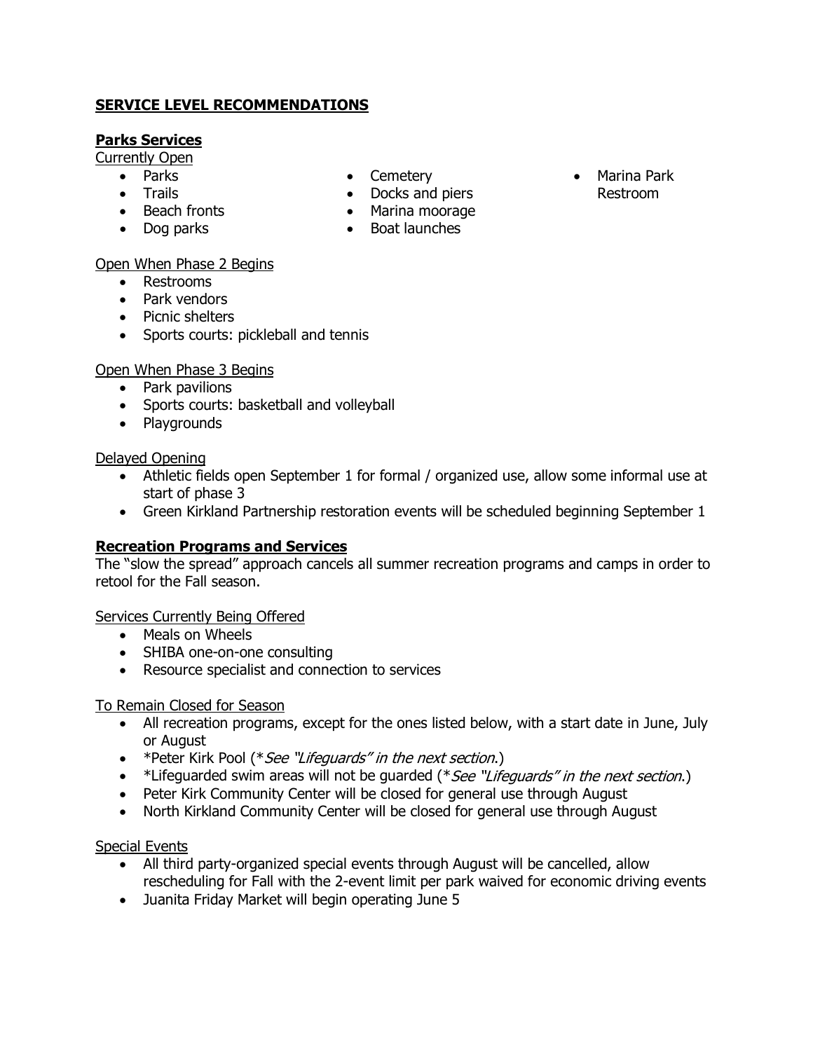## SERVICE LEVEL RECOMMENDATIONS

### Parks Services

Currently Open

- Parks
- Trails
- Beach fronts
- Dog parks
- Cemetery
- Docks and piers
- Marina moorage
- Boat launches
- Marina Park Restroom

Open When Phase 2 Begins

- Restrooms
- Park vendors
- Picnic shelters
- Sports courts: pickleball and tennis

Open When Phase 3 Begins

- Park pavilions
- Sports courts: basketball and volleyball
- Playgrounds

Delayed Opening

- Athletic fields open September 1 for formal / organized use, allow some informal use at start of phase 3
- Green Kirkland Partnership restoration events will be scheduled beginning September 1

### Recreation Programs and Services

The "slow the spread" approach cancels all summer recreation programs and camps in order to retool for the Fall season.

Services Currently Being Offered

- Meals on Wheels
- SHIBA one-on-one consulting
- Resource specialist and connection to services

To Remain Closed for Season

- All recreation programs, except for the ones listed below, with a start date in June, July or August
- *Peter Kirk Pool (**See "Lifeguards" in the next section*.)
- *Lifeguarded swim areas will not be guarded (**See "Lifeguards" in the next section*.)
- Peter Kirk Community Center will be closed for general use through August
- North Kirkland Community Center will be closed for general use through August

Special Events

- All third party-organized special events through August will be cancelled, allow rescheduling for Fall with the 2-event limit per park waived for economic driving events
- Juanita Friday Market will begin operating June 5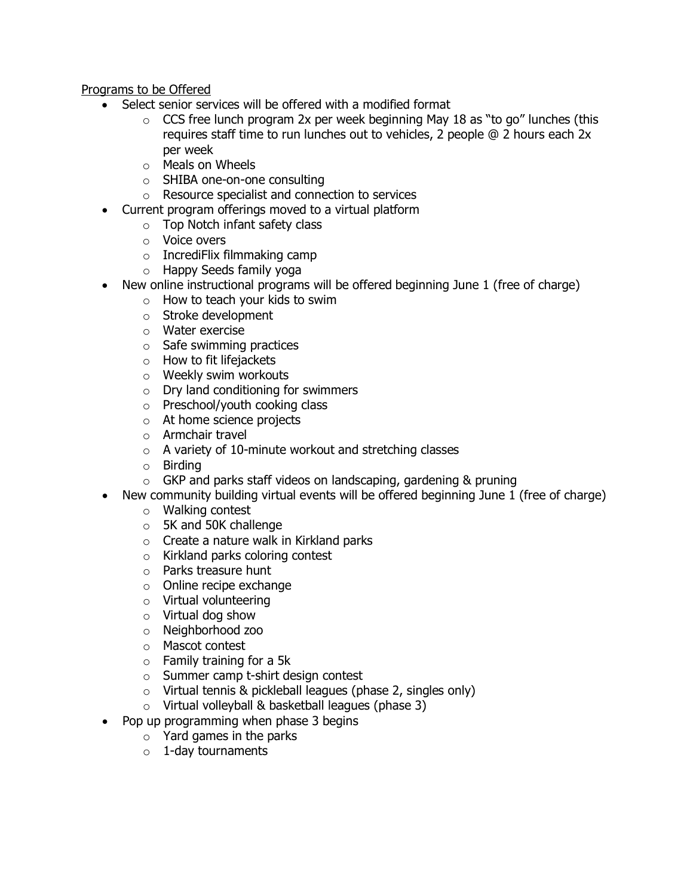<u>Programs to be Offered</u>

- Select senior services will be offered with a modified format
  - CCS free lunch program 2x per week beginning May 18 as "to go" lunches (this requires staff time to run lunches out to vehicles, 2 people @ 2 hours each 2x per week
  - Meals on Wheels
  - SHIBA one-on-one consulting
  - Resource specialist and connection to services
- Current program offerings moved to a virtual platform
  - Top Notch infant safety class
  - Voice overs
  - IncrediFlix filmmaking camp
  - Happy Seeds family yoga
- New online instructional programs will be offered beginning June 1 (free of charge)
  - How to teach your kids to swim
  - Stroke development
  - Water exercise
  - Safe swimming practices
  - How to fit lifejackets
  - Weekly swim workouts
  - Dry land conditioning for swimmers
  - Preschool/youth cooking class
  - At home science projects
  - Armchair travel
  - A variety of 10-minute workout and stretching classes
  - Birding
  - GKP and parks staff videos on landscaping, gardening & pruning
- New community building virtual events will be offered beginning June 1 (free of charge)
  - Walking contest
  - 5K and 50K challenge
  - Create a nature walk in Kirkland parks
  - Kirkland parks coloring contest
  - Parks treasure hunt
  - Online recipe exchange
  - Virtual volunteering
  - Virtual dog show
  - Neighborhood zoo
  - Mascot contest
  - Family training for a 5k
  - Summer camp t-shirt design contest
  - Virtual tennis & pickleball leagues (phase 2, singles only)
  - Virtual volleyball & basketball leagues (phase 3)
- Pop up programming when phase 3 begins
  - Yard games in the parks
  - 1-day tournaments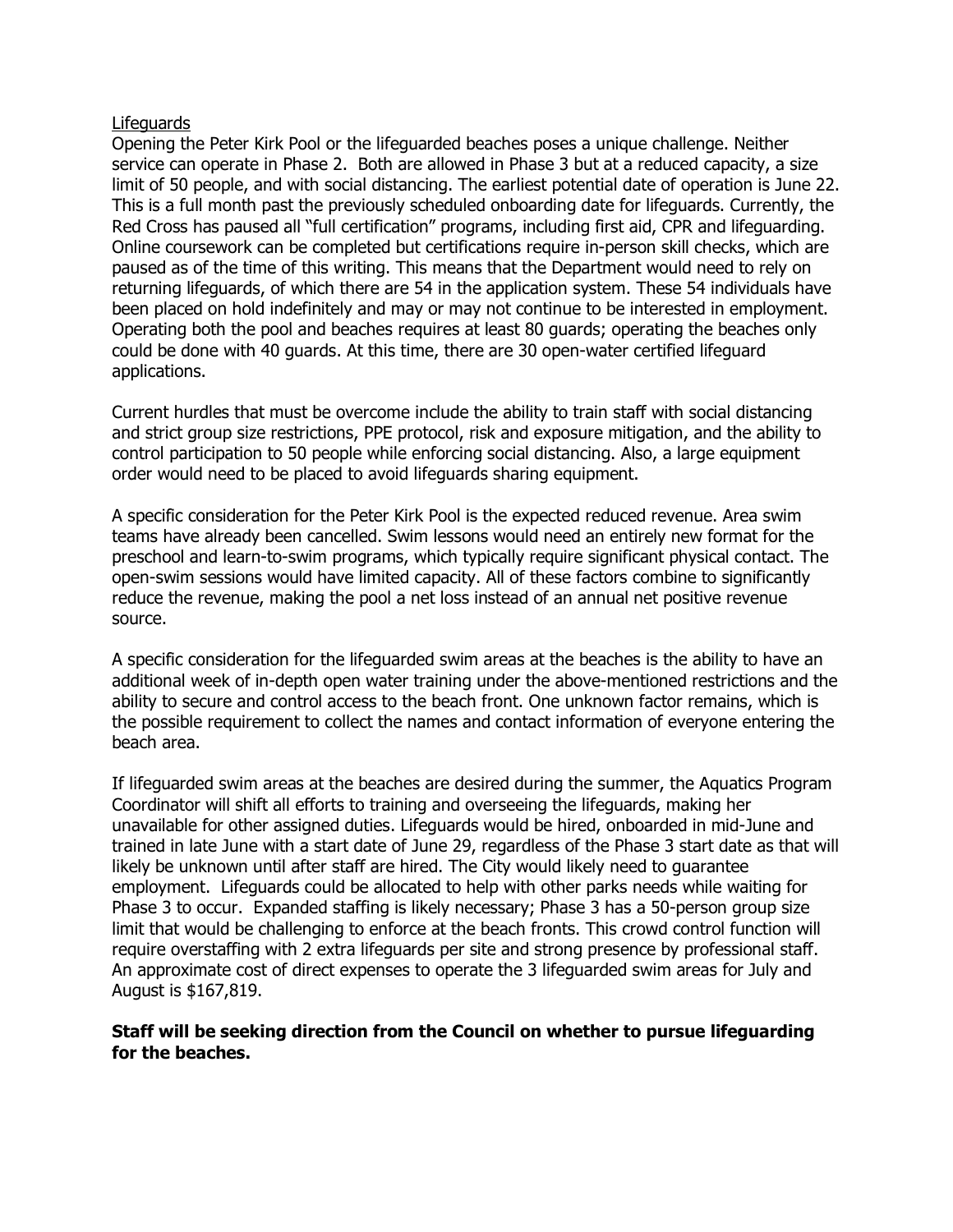<u>Lifeguards</u>

Opening the Peter Kirk Pool or the lifeguarded beaches poses a unique challenge. Neither service can operate in Phase 2. Both are allowed in Phase 3 but at a reduced capacity, a size limit of 50 people, and with social distancing. The earliest potential date of operation is June 22. This is a full month past the previously scheduled onboarding date for lifeguards. Currently, the Red Cross has paused all "full certification" programs, including first aid, CPR and lifeguarding. Online coursework can be completed but certifications require in-person skill checks, which are paused as of the time of this writing. This means that the Department would need to rely on returning lifeguards, of which there are 54 in the application system. These 54 individuals have been placed on hold indefinitely and may or may not continue to be interested in employment. Operating both the pool and beaches requires at least 80 guards; operating the beaches only could be done with 40 guards. At this time, there are 30 open-water certified lifeguard applications.

Current hurdles that must be overcome include the ability to train staff with social distancing and strict group size restrictions, PPE protocol, risk and exposure mitigation, and the ability to control participation to 50 people while enforcing social distancing. Also, a large equipment order would need to be placed to avoid lifeguards sharing equipment.

A specific consideration for the Peter Kirk Pool is the expected reduced revenue. Area swim teams have already been cancelled. Swim lessons would need an entirely new format for the preschool and learn-to-swim programs, which typically require significant physical contact. The open-swim sessions would have limited capacity. All of these factors combine to significantly reduce the revenue, making the pool a net loss instead of an annual net positive revenue source.

A specific consideration for the lifeguarded swim areas at the beaches is the ability to have an additional week of in-depth open water training under the above-mentioned restrictions and the ability to secure and control access to the beach front. One unknown factor remains, which is the possible requirement to collect the names and contact information of everyone entering the beach area.

If lifeguarded swim areas at the beaches are desired during the summer, the Aquatics Program Coordinator will shift all efforts to training and overseeing the lifeguards, making her unavailable for other assigned duties. Lifeguards would be hired, onboarded in mid-June and trained in late June with a start date of June 29, regardless of the Phase 3 start date as that will likely be unknown until after staff are hired. The City would likely need to guarantee employment. Lifeguards could be allocated to help with other parks needs while waiting for Phase 3 to occur. Expanded staffing is likely necessary; Phase 3 has a 50-person group size limit that would be challenging to enforce at the beach fronts. This crowd control function will require overstaffing with 2 extra lifeguards per site and strong presence by professional staff. An approximate cost of direct expenses to operate the 3 lifeguarded swim areas for July and August is $167,819.

**Staff will be seeking direction from the Council on whether to pursue lifeguarding for the beaches.**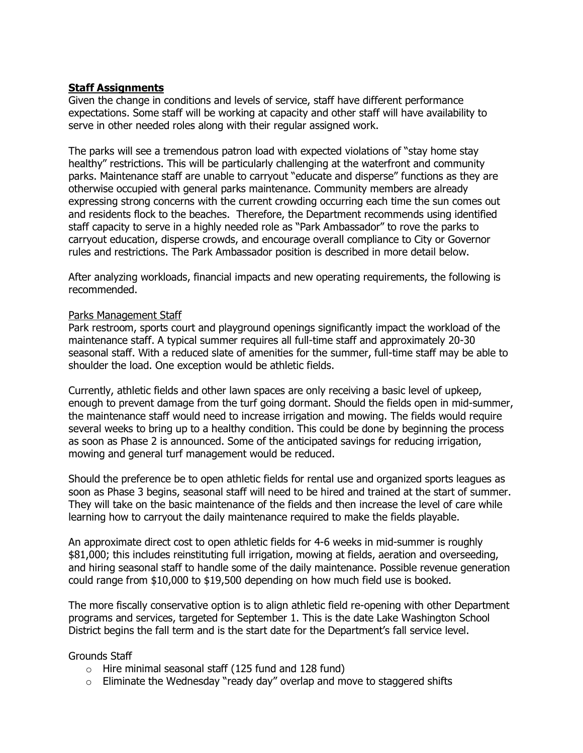**<u>Staff Assignments</u>**

Given the change in conditions and levels of service, staff have different performance expectations. Some staff will be working at capacity and other staff will have availability to serve in other needed roles along with their regular assigned work.

The parks will see a tremendous patron load with expected violations of "stay home stay healthy" restrictions. This will be particularly challenging at the waterfront and community parks. Maintenance staff are unable to carryout "educate and disperse" functions as they are otherwise occupied with general parks maintenance. Community members are already expressing strong concerns with the current crowding occurring each time the sun comes out and residents flock to the beaches. Therefore, the Department recommends using identified staff capacity to serve in a highly needed role as "Park Ambassador" to rove the parks to carryout education, disperse crowds, and encourage overall compliance to City or Governor rules and restrictions. The Park Ambassador position is described in more detail below.

After analyzing workloads, financial impacts and new operating requirements, the following is recommended.

<u>Parks Management Staff</u>

Park restroom, sports court and playground openings significantly impact the workload of the maintenance staff. A typical summer requires all full-time staff and approximately 20-30 seasonal staff. With a reduced slate of amenities for the summer, full-time staff may be able to shoulder the load. One exception would be athletic fields.

Currently, athletic fields and other lawn spaces are only receiving a basic level of upkeep, enough to prevent damage from the turf going dormant. Should the fields open in mid-summer, the maintenance staff would need to increase irrigation and mowing. The fields would require several weeks to bring up to a healthy condition. This could be done by beginning the process as soon as Phase 2 is announced. Some of the anticipated savings for reducing irrigation, mowing and general turf management would be reduced.

Should the preference be to open athletic fields for rental use and organized sports leagues as soon as Phase 3 begins, seasonal staff will need to be hired and trained at the start of summer. They will take on the basic maintenance of the fields and then increase the level of care while learning how to carryout the daily maintenance required to make the fields playable.

An approximate direct cost to open athletic fields for 4-6 weeks in mid-summer is roughly $81,000; this includes reinstituting full irrigation, mowing at fields, aeration and overseeding, and hiring seasonal staff to handle some of the daily maintenance. Possible revenue generation could range from $10,000 to $19,500 depending on how much field use is booked.

The more fiscally conservative option is to align athletic field re-opening with other Department programs and services, targeted for September 1. This is the date Lake Washington School District begins the fall term and is the start date for the Department's fall service level.

Grounds Staff

- Hire minimal seasonal staff (125 fund and 128 fund)
- Eliminate the Wednesday "ready day" overlap and move to staggered shifts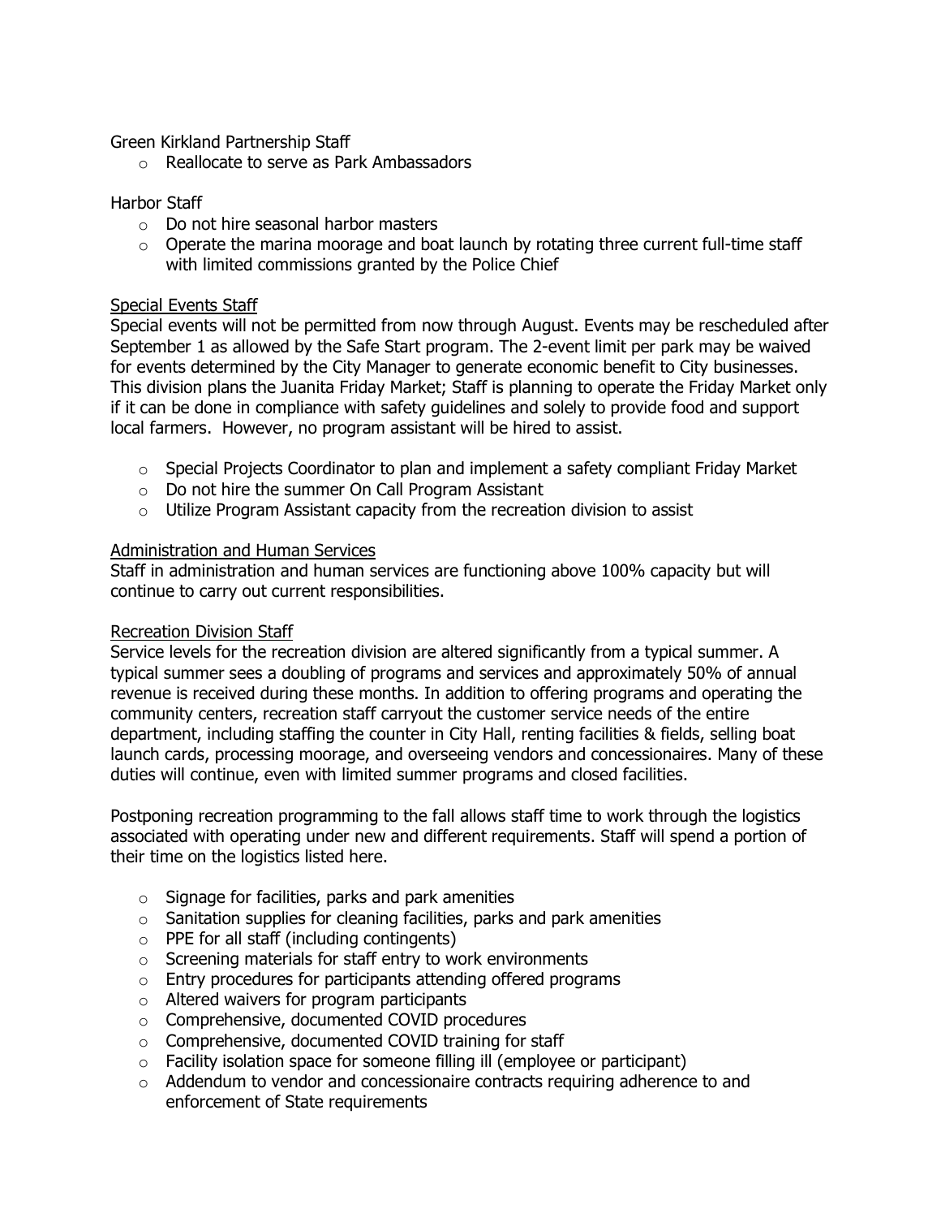Green Kirkland Partnership Staff

- Reallocate to serve as Park Ambassadors

Harbor Staff

- Do not hire seasonal harbor masters
- Operate the marina moorage and boat launch by rotating three current full-time staff with limited commissions granted by the Police Chief

<u>Special Events Staff</u>

Special events will not be permitted from now through August. Events may be rescheduled after September 1 as allowed by the Safe Start program. The 2-event limit per park may be waived for events determined by the City Manager to generate economic benefit to City businesses. This division plans the Juanita Friday Market; Staff is planning to operate the Friday Market only if it can be done in compliance with safety guidelines and solely to provide food and support local farmers. However, no program assistant will be hired to assist.

- Special Projects Coordinator to plan and implement a safety compliant Friday Market
- Do not hire the summer On Call Program Assistant
- Utilize Program Assistant capacity from the recreation division to assist

<u>Administration and Human Services</u>

Staff in administration and human services are functioning above 100% capacity but will continue to carry out current responsibilities.

<u>Recreation Division Staff</u>

Service levels for the recreation division are altered significantly from a typical summer. A typical summer sees a doubling of programs and services and approximately 50% of annual revenue is received during these months. In addition to offering programs and operating the community centers, recreation staff carryout the customer service needs of the entire department, including staffing the counter in City Hall, renting facilities & fields, selling boat launch cards, processing moorage, and overseeing vendors and concessionaires. Many of these duties will continue, even with limited summer programs and closed facilities.

Postponing recreation programming to the fall allows staff time to work through the logistics associated with operating under new and different requirements. Staff will spend a portion of their time on the logistics listed here.

- Signage for facilities, parks and park amenities
- Sanitation supplies for cleaning facilities, parks and park amenities
- PPE for all staff (including contingents)
- Screening materials for staff entry to work environments
- Entry procedures for participants attending offered programs
- Altered waivers for program participants
- Comprehensive, documented COVID procedures
- Comprehensive, documented COVID training for staff
- Facility isolation space for someone filling ill (employee or participant)
- Addendum to vendor and concessionaire contracts requiring adherence to and enforcement of State requirements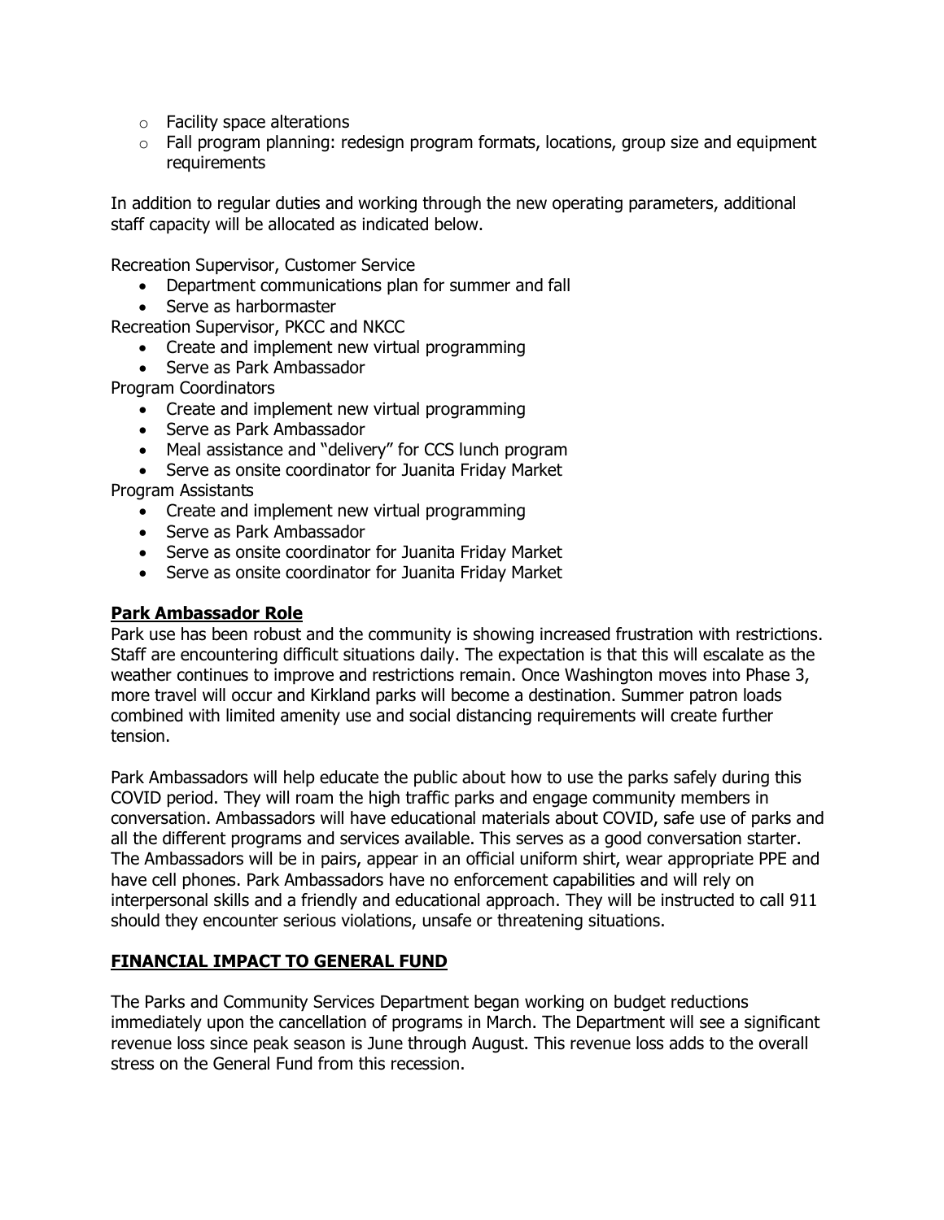- Facility space alterations
  - Fall program planning: redesign program formats, locations, group size and equipment requirements

In addition to regular duties and working through the new operating parameters, additional staff capacity will be allocated as indicated below.

Recreation Supervisor, Customer Service

- Department communications plan for summer and fall
- Serve as harbormaster

Recreation Supervisor, PKCC and NKCC

- Create and implement new virtual programming
- Serve as Park Ambassador

Program Coordinators

- Create and implement new virtual programming
- Serve as Park Ambassador
- Meal assistance and "delivery" for CCS lunch program
- Serve as onsite coordinator for Juanita Friday Market

Program Assistants

- Create and implement new virtual programming
- Serve as Park Ambassador
- Serve as onsite coordinator for Juanita Friday Market
- Serve as onsite coordinator for Juanita Friday Market

**Park Ambassador Role**

Park use has been robust and the community is showing increased frustration with restrictions. Staff are encountering difficult situations daily. The expectation is that this will escalate as the weather continues to improve and restrictions remain. Once Washington moves into Phase 3, more travel will occur and Kirkland parks will become a destination. Summer patron loads combined with limited amenity use and social distancing requirements will create further tension.

Park Ambassadors will help educate the public about how to use the parks safely during this COVID period. They will roam the high traffic parks and engage community members in conversation. Ambassadors will have educational materials about COVID, safe use of parks and all the different programs and services available. This serves as a good conversation starter. The Ambassadors will be in pairs, appear in an official uniform shirt, wear appropriate PPE and have cell phones. Park Ambassadors have no enforcement capabilities and will rely on interpersonal skills and a friendly and educational approach. They will be instructed to call 911 should they encounter serious violations, unsafe or threatening situations.

**FINANCIAL IMPACT TO GENERAL FUND**

The Parks and Community Services Department began working on budget reductions immediately upon the cancellation of programs in March. The Department will see a significant revenue loss since peak season is June through August. This revenue loss adds to the overall stress on the General Fund from this recession.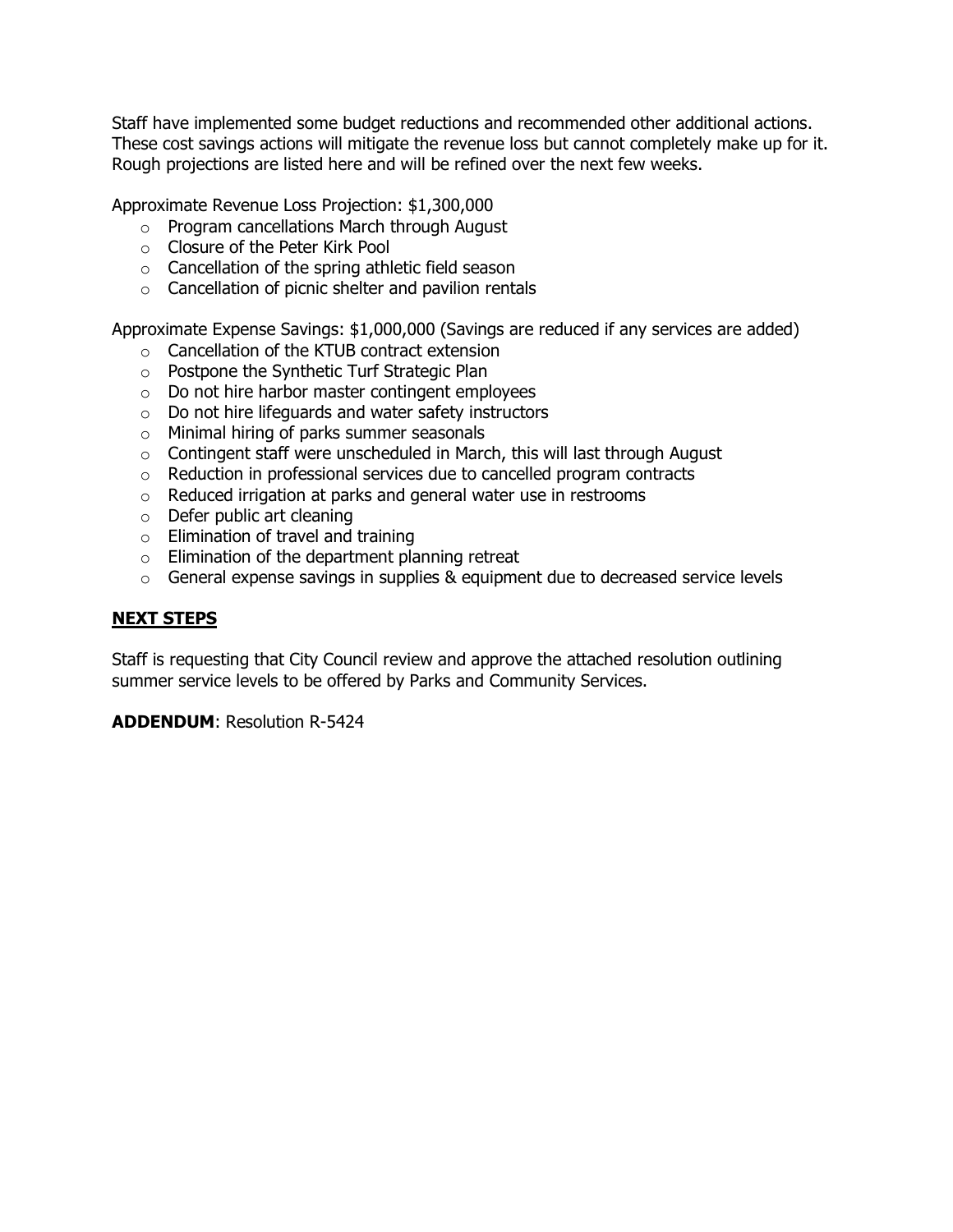Staff have implemented some budget reductions and recommended other additional actions. These cost savings actions will mitigate the revenue loss but cannot completely make up for it. Rough projections are listed here and will be refined over the next few weeks.

Approximate Revenue Loss Projection: $1,300,000

- Program cancellations March through August
- Closure of the Peter Kirk Pool
- Cancellation of the spring athletic field season
- Cancellation of picnic shelter and pavilion rentals

Approximate Expense Savings: $1,000,000 (Savings are reduced if any services are added)

- Cancellation of the KTUB contract extension
- Postpone the Synthetic Turf Strategic Plan
- Do not hire harbor master contingent employees
- Do not hire lifeguards and water safety instructors
- Minimal hiring of parks summer seasonals
- Contingent staff were unscheduled in March, this will last through August
- Reduction in professional services due to cancelled program contracts
- Reduced irrigation at parks and general water use in restrooms
- Defer public art cleaning
- Elimination of travel and training
- Elimination of the department planning retreat
- General expense savings in supplies & equipment due to decreased service levels

## NEXT STEPS

Staff is requesting that City Council review and approve the attached resolution outlining summer service levels to be offered by Parks and Community Services.

**ADDENDUM**: Resolution R-5424